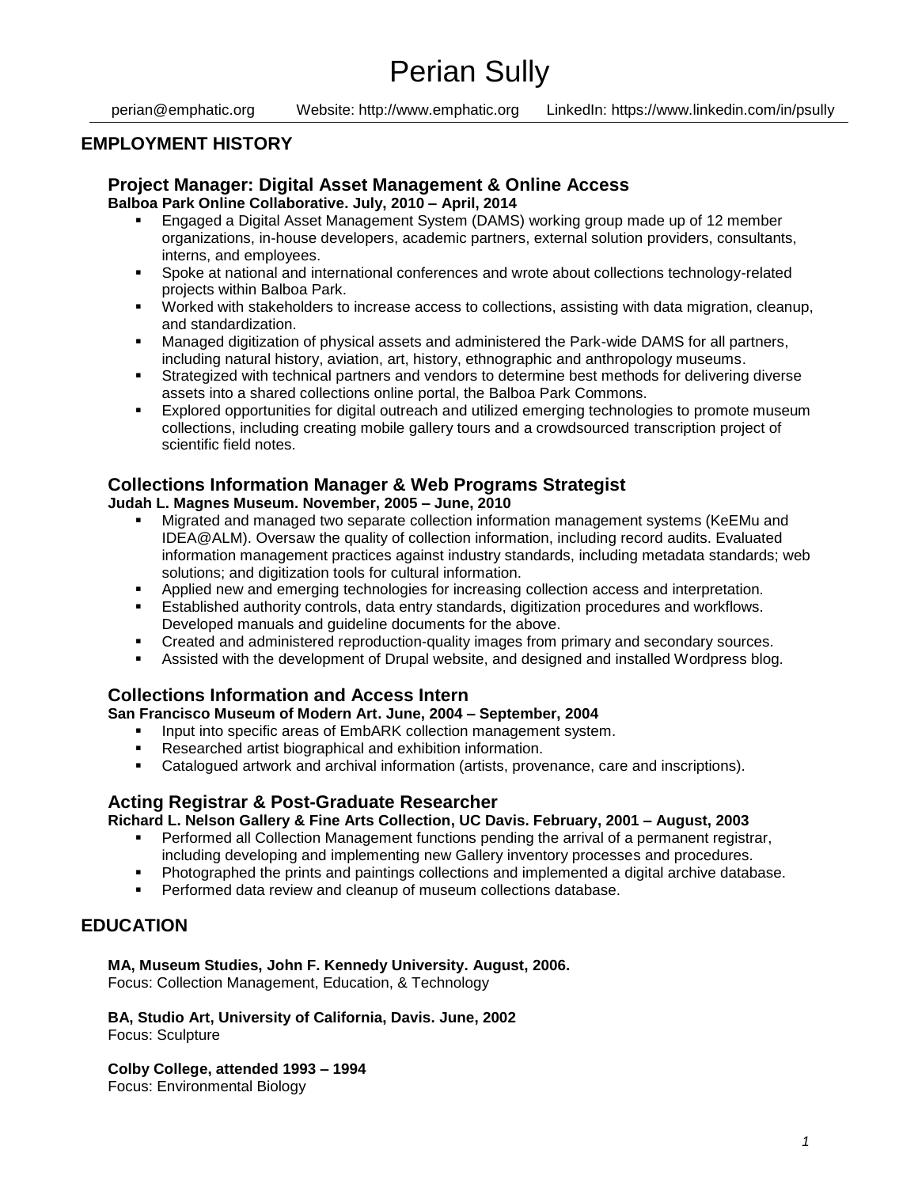# Perian Sully

perian@emphatic.org Website: http://www.emphatic.org LinkedIn: https://www.linkedin.com/in/psully

## EMPLOYMENT HISTORY

### Project Manager: Digital Asset Management & Online Access

**Balboa Park Online Collaborative. July, 2010 – April, 2014**

- Engaged a Digital Asset Management System (DAMS) working group made up of 12 member organizations, in-house developers, academic partners, external solution providers, consultants, interns, and employees.
- Spoke at national and international conferences and wrote about collections technology-related projects within Balboa Park.
- Worked with stakeholders to increase access to collections, assisting with data migration, cleanup, and standardization.
- Managed digitization of physical assets and administered the Park-wide DAMS for all partners, including natural history, aviation, art, history, ethnographic and anthropology museums.
- Strategized with technical partners and vendors to determine best methods for delivering diverse assets into a shared collections online portal, the Balboa Park Commons.
- Explored opportunities for digital outreach and utilized emerging technologies to promote museum collections, including creating mobile gallery tours and a crowdsourced transcription project of scientific field notes.

### Collections Information Manager & Web Programs Strategist

**Judah L. Magnes Museum. November, 2005 – June, 2010**

- Migrated and managed two separate collection information management systems (KeEMu and IDEA@ALM). Oversaw the quality of collection information, including record audits. Evaluated information management practices against industry standards, including metadata standards; web solutions; and digitization tools for cultural information.
- Applied new and emerging technologies for increasing collection access and interpretation.
- Established authority controls, data entry standards, digitization procedures and workflows. Developed manuals and guideline documents for the above.
- Created and administered reproduction-quality images from primary and secondary sources.
- Assisted with the development of Drupal website, and designed and installed Wordpress blog.

### Collections Information and Access Intern

**San Francisco Museum of Modern Art. June, 2004 – September, 2004**

- Input into specific areas of EmbARK collection management system.
- Researched artist biographical and exhibition information.
- Catalogued artwork and archival information (artists, provenance, care and inscriptions).

### Acting Registrar & Post-Graduate Researcher

**Richard L. Nelson Gallery & Fine Arts Collection, UC Davis. February, 2001 – August, 2003**

- Performed all Collection Management functions pending the arrival of a permanent registrar, including developing and implementing new Gallery inventory processes and procedures.
- Photographed the prints and paintings collections and implemented a digital archive database.
- Performed data review and cleanup of museum collections database.

## EDUCATION

**MA, Museum Studies, John F. Kennedy University. August, 2006.**
Focus: Collection Management, Education, & Technology

**BA, Studio Art, University of California, Davis. June, 2002**
Focus: Sculpture

**Colby College, attended 1993 – 1994**
Focus: Environmental Biology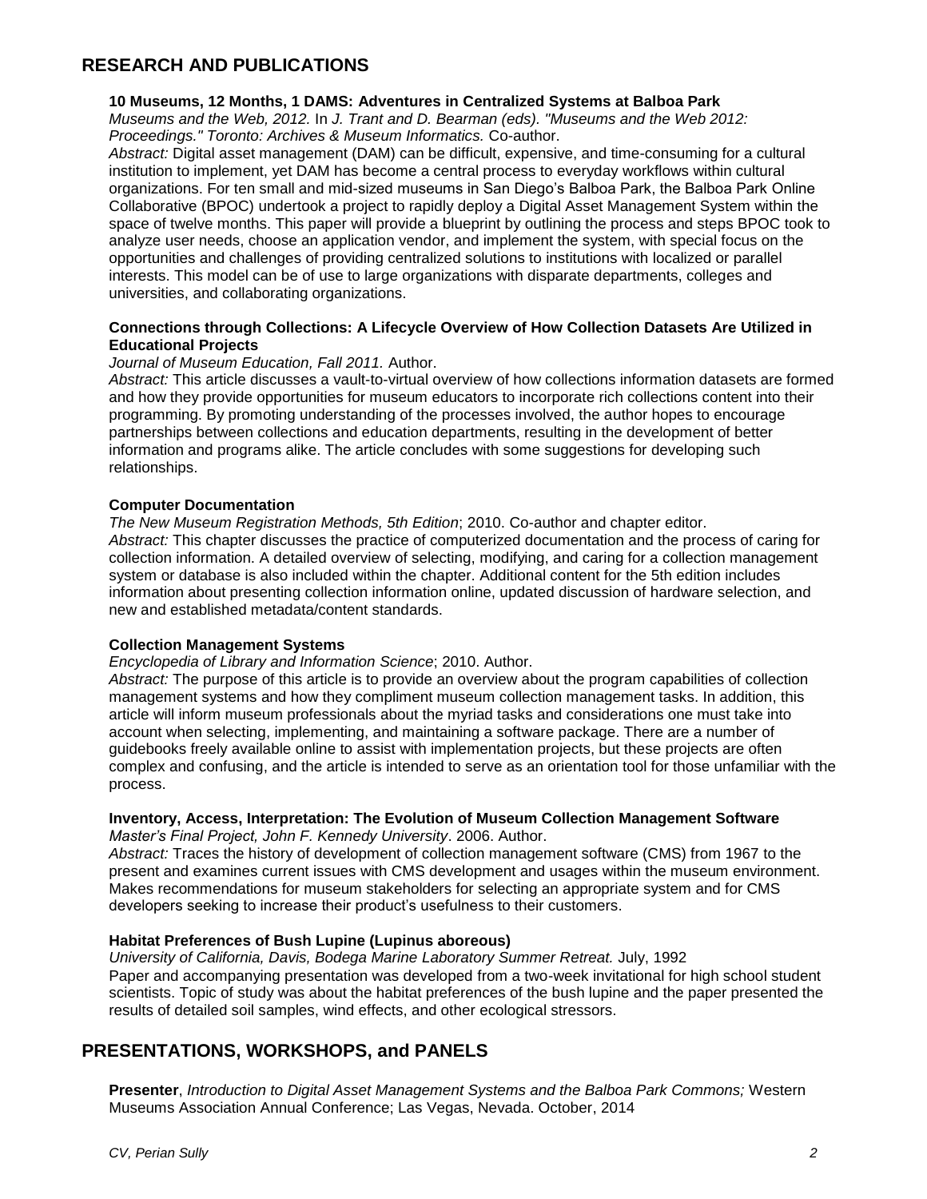## RESEARCH AND PUBLICATIONS

**10 Museums, 12 Months, 1 DAMS: Adventures in Centralized Systems at Balboa Park**
*Museums and the Web, 2012.* In *J. Trant and D. Bearman (eds). "Museums and the Web 2012: Proceedings." Toronto: Archives & Museum Informatics.* Co-author.
*Abstract:* Digital asset management (DAM) can be difficult, expensive, and time-consuming for a cultural institution to implement, yet DAM has become a central process to everyday workflows within cultural organizations. For ten small and mid-sized museums in San Diego's Balboa Park, the Balboa Park Online Collaborative (BPOC) undertook a project to rapidly deploy a Digital Asset Management System within the space of twelve months. This paper will provide a blueprint by outlining the process and steps BPOC took to analyze user needs, choose an application vendor, and implement the system, with special focus on the opportunities and challenges of providing centralized solutions to institutions with localized or parallel interests. This model can be of use to large organizations with disparate departments, colleges and universities, and collaborating organizations.

**Connections through Collections: A Lifecycle Overview of How Collection Datasets Are Utilized in Educational Projects**
*Journal of Museum Education, Fall 2011.* Author.
*Abstract:* This article discusses a vault-to-virtual overview of how collections information datasets are formed and how they provide opportunities for museum educators to incorporate rich collections content into their programming. By promoting understanding of the processes involved, the author hopes to encourage partnerships between collections and education departments, resulting in the development of better information and programs alike. The article concludes with some suggestions for developing such relationships.

**Computer Documentation**
*The New Museum Registration Methods, 5th Edition*; 2010. Co-author and chapter editor.
*Abstract:* This chapter discusses the practice of computerized documentation and the process of caring for collection information. A detailed overview of selecting, modifying, and caring for a collection management system or database is also included within the chapter. Additional content for the 5th edition includes information about presenting collection information online, updated discussion of hardware selection, and new and established metadata/content standards.

**Collection Management Systems**
*Encyclopedia of Library and Information Science*; 2010. Author.
*Abstract:* The purpose of this article is to provide an overview about the program capabilities of collection management systems and how they compliment museum collection management tasks. In addition, this article will inform museum professionals about the myriad tasks and considerations one must take into account when selecting, implementing, and maintaining a software package. There are a number of guidebooks freely available online to assist with implementation projects, but these projects are often complex and confusing, and the article is intended to serve as an orientation tool for those unfamiliar with the process.

**Inventory, Access, Interpretation: The Evolution of Museum Collection Management Software**
*Master's Final Project, John F. Kennedy University*. 2006. Author.
*Abstract:* Traces the history of development of collection management software (CMS) from 1967 to the present and examines current issues with CMS development and usages within the museum environment. Makes recommendations for museum stakeholders for selecting an appropriate system and for CMS developers seeking to increase their product's usefulness to their customers.

**Habitat Preferences of Bush Lupine (Lupinus aboreous)**
*University of California, Davis, Bodega Marine Laboratory Summer Retreat.* July, 1992
Paper and accompanying presentation was developed from a two-week invitational for high school student scientists. Topic of study was about the habitat preferences of the bush lupine and the paper presented the results of detailed soil samples, wind effects, and other ecological stressors.

## PRESENTATIONS, WORKSHOPS, and PANELS

**Presenter**, *Introduction to Digital Asset Management Systems and the Balboa Park Commons;* Western Museums Association Annual Conference; Las Vegas, Nevada. October, 2014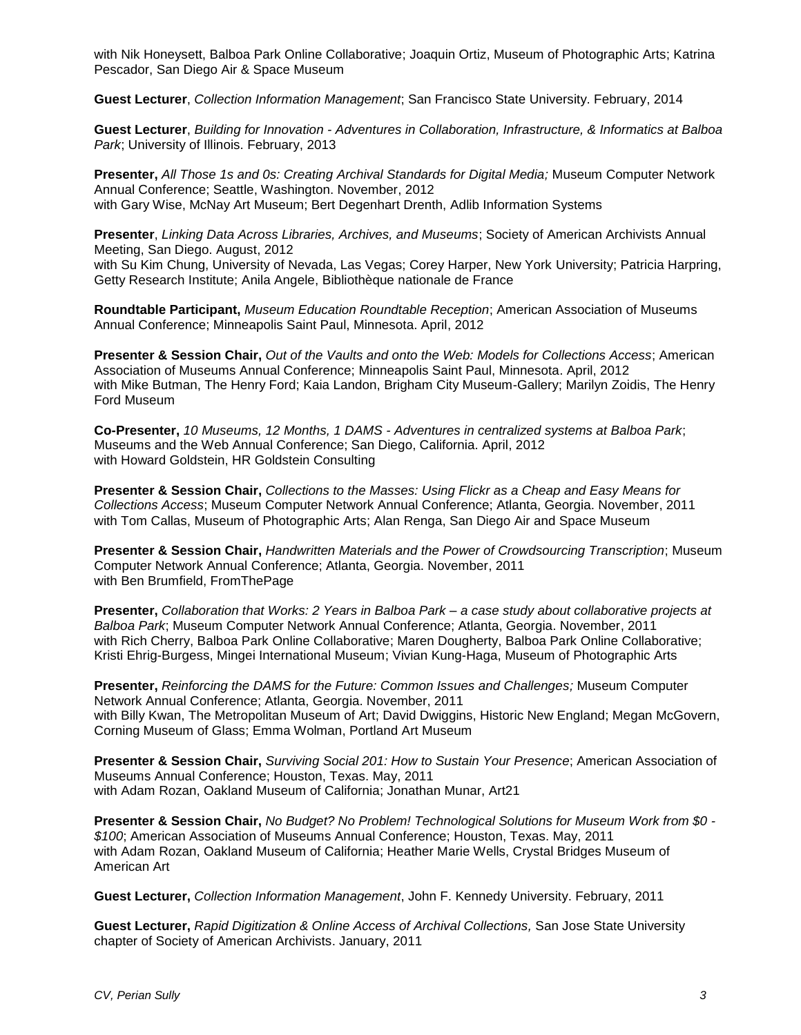with Nik Honeysett, Balboa Park Online Collaborative; Joaquin Ortiz, Museum of Photographic Arts; Katrina Pescador, San Diego Air & Space Museum

**Guest Lecturer**, *Collection Information Management*; San Francisco State University. February, 2014

**Guest Lecturer**, *Building for Innovation - Adventures in Collaboration, Infrastructure, & Informatics at Balboa Park*; University of Illinois. February, 2013

**Presenter,** *All Those 1s and 0s: Creating Archival Standards for Digital Media;* Museum Computer Network Annual Conference; Seattle, Washington. November, 2012
with Gary Wise, McNay Art Museum; Bert Degenhart Drenth, Adlib Information Systems

**Presenter**, *Linking Data Across Libraries, Archives, and Museums*; Society of American Archivists Annual Meeting, San Diego. August, 2012
with Su Kim Chung, University of Nevada, Las Vegas; Corey Harper, New York University; Patricia Harpring, Getty Research Institute; Anila Angele, Bibliothèque nationale de France

**Roundtable Participant,** *Museum Education Roundtable Reception*; American Association of Museums Annual Conference; Minneapolis Saint Paul, Minnesota. April, 2012

**Presenter & Session Chair,** *Out of the Vaults and onto the Web: Models for Collections Access*; American Association of Museums Annual Conference; Minneapolis Saint Paul, Minnesota. April, 2012
with Mike Butman, The Henry Ford; Kaia Landon, Brigham City Museum-Gallery; Marilyn Zoidis, The Henry Ford Museum

**Co-Presenter,** *10 Museums, 12 Months, 1 DAMS - Adventures in centralized systems at Balboa Park*; Museums and the Web Annual Conference; San Diego, California. April, 2012
with Howard Goldstein, HR Goldstein Consulting

**Presenter & Session Chair,** *Collections to the Masses: Using Flickr as a Cheap and Easy Means for Collections Access*; Museum Computer Network Annual Conference; Atlanta, Georgia. November, 2011
with Tom Callas, Museum of Photographic Arts; Alan Renga, San Diego Air and Space Museum

**Presenter & Session Chair,** *Handwritten Materials and the Power of Crowdsourcing Transcription*; Museum Computer Network Annual Conference; Atlanta, Georgia. November, 2011
with Ben Brumfield, FromThePage

**Presenter,** *Collaboration that Works: 2 Years in Balboa Park – a case study about collaborative projects at Balboa Park*; Museum Computer Network Annual Conference; Atlanta, Georgia. November, 2011
with Rich Cherry, Balboa Park Online Collaborative; Maren Dougherty, Balboa Park Online Collaborative; Kristi Ehrig-Burgess, Mingei International Museum; Vivian Kung-Haga, Museum of Photographic Arts

**Presenter,** *Reinforcing the DAMS for the Future: Common Issues and Challenges;* Museum Computer Network Annual Conference; Atlanta, Georgia. November, 2011
with Billy Kwan, The Metropolitan Museum of Art; David Dwiggins, Historic New England; Megan McGovern, Corning Museum of Glass; Emma Wolman, Portland Art Museum

**Presenter & Session Chair,** *Surviving Social 201: How to Sustain Your Presence*; American Association of Museums Annual Conference; Houston, Texas. May, 2011
with Adam Rozan, Oakland Museum of California; Jonathan Munar, Art21

**Presenter & Session Chair,** *No Budget? No Problem! Technological Solutions for Museum Work from $0 - $100*; American Association of Museums Annual Conference; Houston, Texas. May, 2011
with Adam Rozan, Oakland Museum of California; Heather Marie Wells, Crystal Bridges Museum of American Art

**Guest Lecturer,** *Collection Information Management*, John F. Kennedy University. February, 2011

**Guest Lecturer,** *Rapid Digitization & Online Access of Archival Collections,* San Jose State University chapter of Society of American Archivists. January, 2011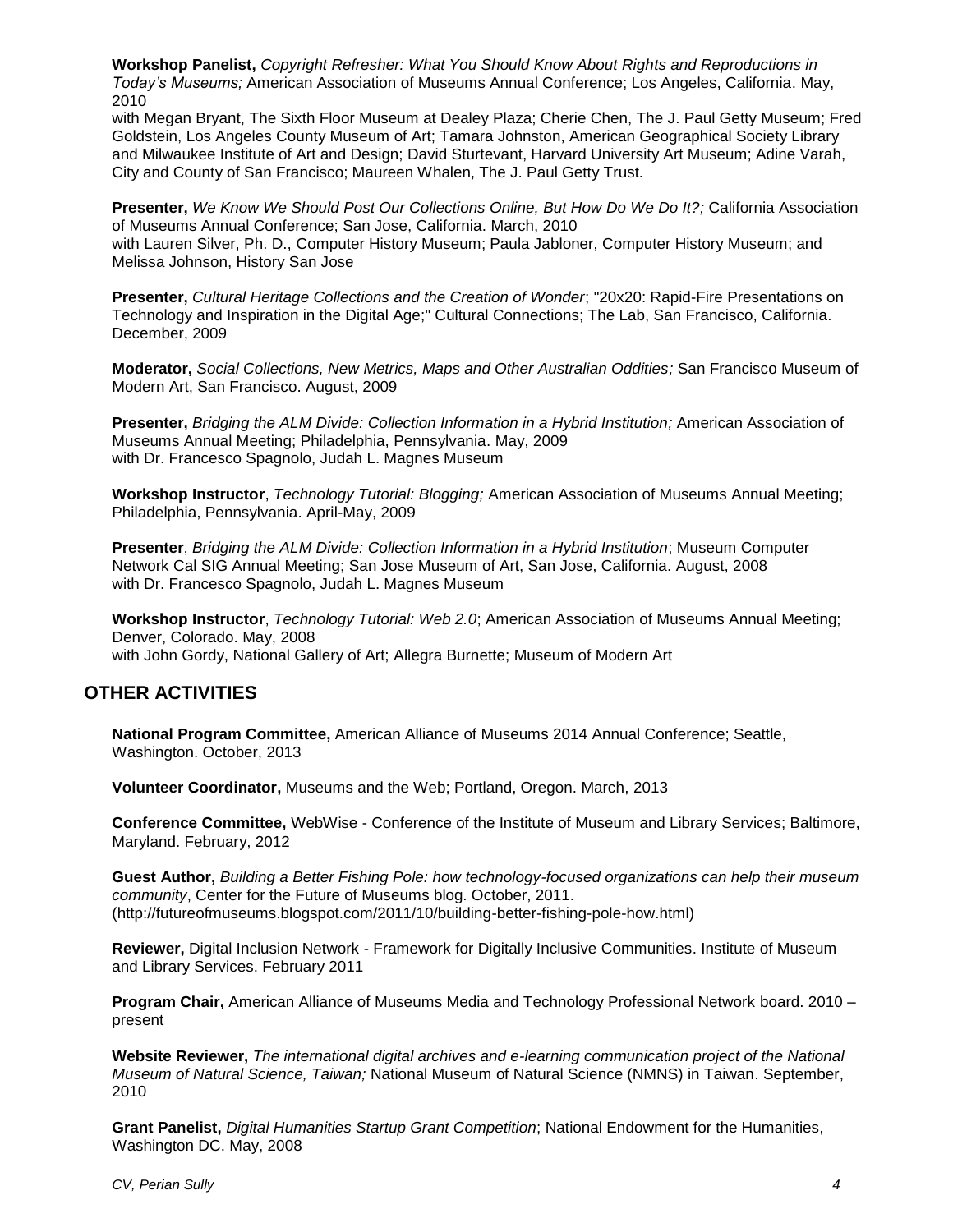**Workshop Panelist,** *Copyright Refresher: What You Should Know About Rights and Reproductions in Today's Museums;* American Association of Museums Annual Conference; Los Angeles, California. May, 2010
with Megan Bryant, The Sixth Floor Museum at Dealey Plaza; Cherie Chen, The J. Paul Getty Museum; Fred Goldstein, Los Angeles County Museum of Art; Tamara Johnston, American Geographical Society Library and Milwaukee Institute of Art and Design; David Sturtevant, Harvard University Art Museum; Adine Varah, City and County of San Francisco; Maureen Whalen, The J. Paul Getty Trust.

**Presenter,** *We Know We Should Post Our Collections Online, But How Do We Do It?;* California Association of Museums Annual Conference; San Jose, California. March, 2010
with Lauren Silver, Ph. D., Computer History Museum; Paula Jabloner, Computer History Museum; and Melissa Johnson, History San Jose

**Presenter,** *Cultural Heritage Collections and the Creation of Wonder*; "20x20: Rapid-Fire Presentations on Technology and Inspiration in the Digital Age;" Cultural Connections; The Lab, San Francisco, California. December, 2009

**Moderator,** *Social Collections, New Metrics, Maps and Other Australian Oddities;* San Francisco Museum of Modern Art, San Francisco. August, 2009

**Presenter,** *Bridging the ALM Divide: Collection Information in a Hybrid Institution;* American Association of Museums Annual Meeting; Philadelphia, Pennsylvania. May, 2009
with Dr. Francesco Spagnolo, Judah L. Magnes Museum

**Workshop Instructor**, *Technology Tutorial: Blogging;* American Association of Museums Annual Meeting; Philadelphia, Pennsylvania. April-May, 2009

**Presenter**, *Bridging the ALM Divide: Collection Information in a Hybrid Institution*; Museum Computer Network Cal SIG Annual Meeting; San Jose Museum of Art, San Jose, California. August, 2008
with Dr. Francesco Spagnolo, Judah L. Magnes Museum

**Workshop Instructor**, *Technology Tutorial: Web 2.0*; American Association of Museums Annual Meeting; Denver, Colorado. May, 2008
with John Gordy, National Gallery of Art; Allegra Burnette; Museum of Modern Art

## OTHER ACTIVITIES

**National Program Committee,** American Alliance of Museums 2014 Annual Conference; Seattle, Washington. October, 2013

**Volunteer Coordinator,** Museums and the Web; Portland, Oregon. March, 2013

**Conference Committee,** WebWise - Conference of the Institute of Museum and Library Services; Baltimore, Maryland. February, 2012

**Guest Author,** *Building a Better Fishing Pole: how technology-focused organizations can help their museum community*, Center for the Future of Museums blog. October, 2011.
(http://futureofmuseums.blogspot.com/2011/10/building-better-fishing-pole-how.html)

**Reviewer,** Digital Inclusion Network - Framework for Digitally Inclusive Communities. Institute of Museum and Library Services. February 2011

**Program Chair,** American Alliance of Museums Media and Technology Professional Network board. 2010 – present

**Website Reviewer,** *The international digital archives and e-learning communication project of the National Museum of Natural Science, Taiwan;* National Museum of Natural Science (NMNS) in Taiwan. September, 2010

**Grant Panelist,** *Digital Humanities Startup Grant Competition*; National Endowment for the Humanities, Washington DC. May, 2008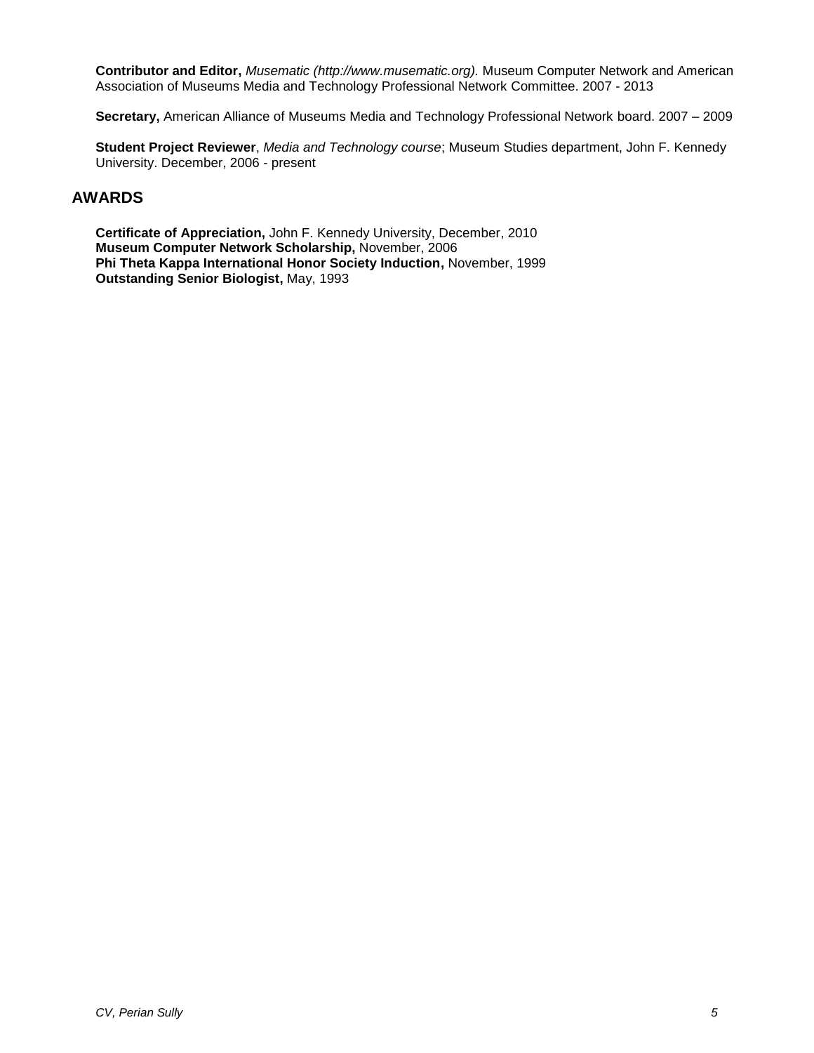**Contributor and Editor,** *Musematic (http://www.musematic.org).* Museum Computer Network and American Association of Museums Media and Technology Professional Network Committee. 2007 - 2013

**Secretary,** American Alliance of Museums Media and Technology Professional Network board. 2007 – 2009

**Student Project Reviewer**, *Media and Technology course*; Museum Studies department, John F. Kennedy University. December, 2006 - present

## AWARDS

**Certificate of Appreciation,** John F. Kennedy University, December, 2010
**Museum Computer Network Scholarship,** November, 2006
**Phi Theta Kappa International Honor Society Induction,** November, 1999
**Outstanding Senior Biologist,** May, 1993